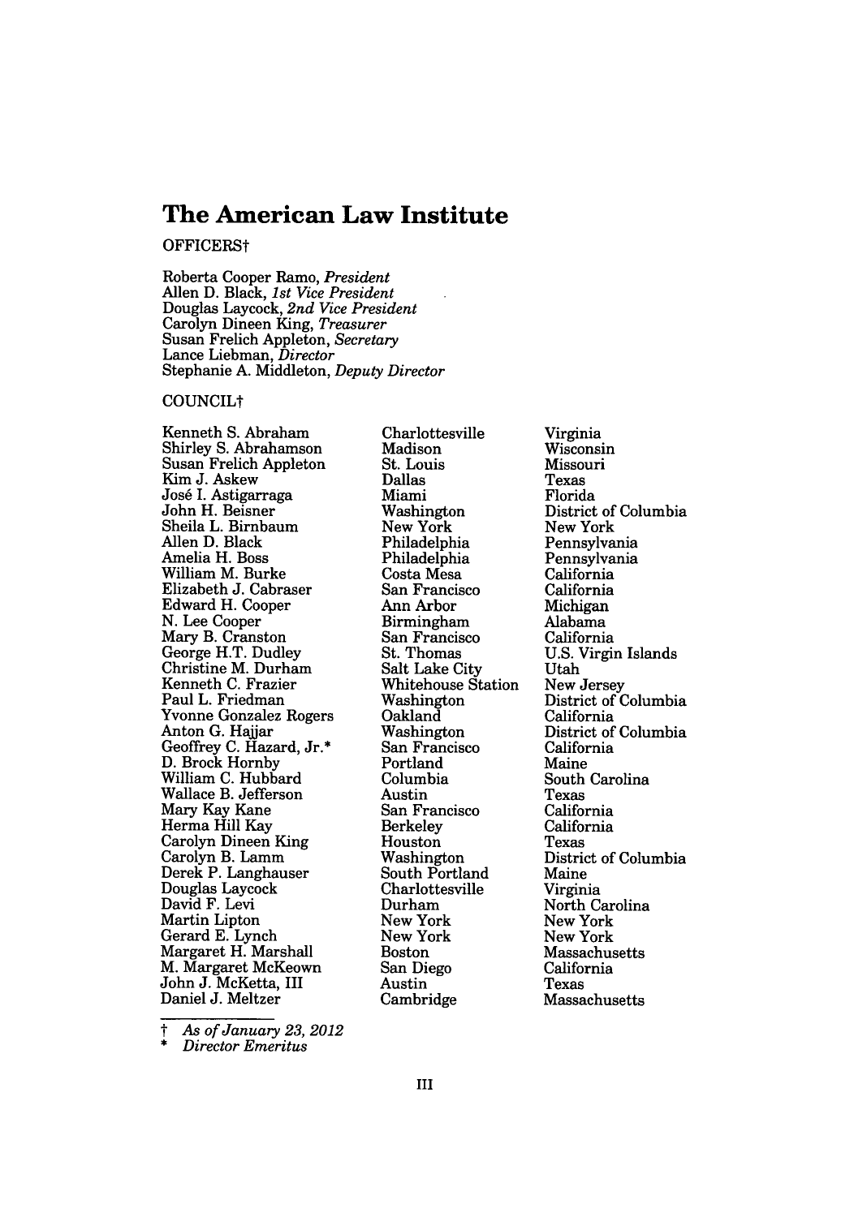# The American Law Institute

OFFICERS†

Roberta Cooper Ramo, *President*
Allen D. Black, *1st Vice President*
Douglas Laycock, *2nd Vice President*
Carolyn Dineen King, *Treasurer*
Susan Frelich Appleton, *Secretary*
Lance Liebman, *Director*
Stephanie A. Middleton, *Deputy Director*

COUNCIL†

| | | |
|---|---|---|
| Kenneth S. Abraham | Charlottesville | Virginia |
| Shirley S. Abrahamson | Madison | Wisconsin |
| Susan Frelich Appleton | St. Louis | Missouri |
| Kim J. Askew | Dallas | Texas |
| José I. Astigarraga | Miami | Florida |
| John H. Beisner | Washington | District of Columbia |
| Sheila L. Birnbaum | New York | New York |
| Allen D. Black | Philadelphia | Pennsylvania |
| Amelia H. Boss | Philadelphia | Pennsylvania |
| William M. Burke | Costa Mesa | California |
| Elizabeth J. Cabraser | San Francisco | California |
| Edward H. Cooper | Ann Arbor | Michigan |
| N. Lee Cooper | Birmingham | Alabama |
| Mary B. Cranston | San Francisco | California |
| George H.T. Dudley | St. Thomas | U.S. Virgin Islands |
| Christine M. Durham | Salt Lake City | Utah |
| Kenneth C. Frazier | Whitehouse Station | New Jersey |
| Paul L. Friedman | Washington | District of Columbia |
| Yvonne Gonzalez Rogers | Oakland | California |
| Anton G. Hajjar | Washington | District of Columbia |
| Geoffrey C. Hazard, Jr.* | San Francisco | California |
| D. Brock Hornby | Portland | Maine |
| William C. Hubbard | Columbia | South Carolina |
| Wallace B. Jefferson | Austin | Texas |
| Mary Kay Kane | San Francisco | California |
| Herma Hill Kay | Berkeley | California |
| Carolyn Dineen King | Houston | Texas |
| Carolyn B. Lamm | Washington | District of Columbia |
| Derek P. Langhauser | South Portland | Maine |
| Douglas Laycock | Charlottesville | Virginia |
| David F. Levi | Durham | North Carolina |
| Martin Lipton | New York | New York |
| Gerard E. Lynch | New York | New York |
| Margaret H. Marshall | Boston | Massachusetts |
| M. Margaret McKeown | San Diego | California |
| John J. McKetta, III | Austin | Texas |
| Daniel J. Meltzer | Cambridge | Massachusetts |

† *As of January 23, 2012*
\* *Director Emeritus*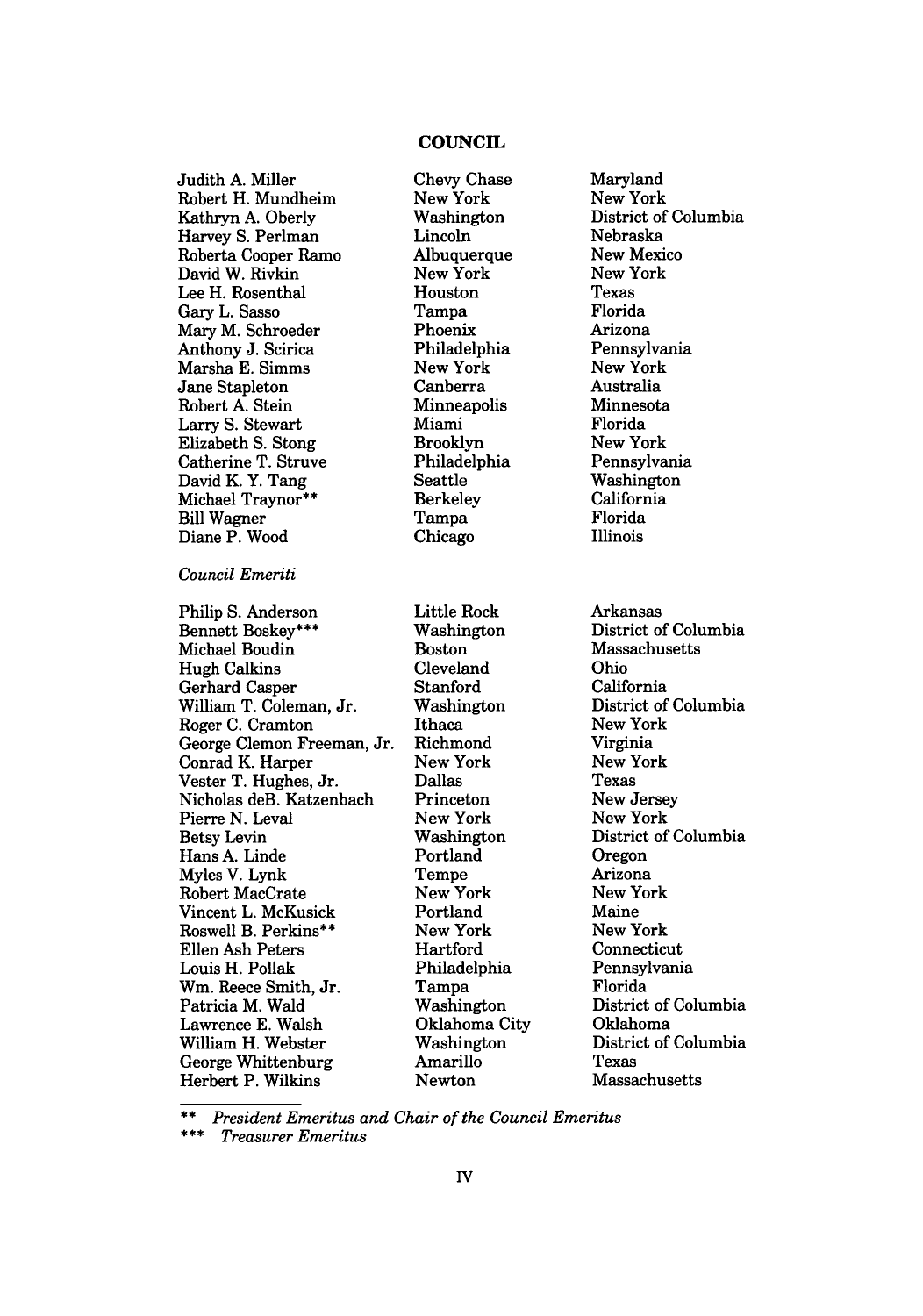## COUNCIL

| | | |
|---|---|---|
| Judith A. Miller | Chevy Chase | Maryland |
| Robert H. Mundheim | New York | New York |
| Kathryn A. Oberly | Washington | District of Columbia |
| Harvey S. Perlman | Lincoln | Nebraska |
| Roberta Cooper Ramo | Albuquerque | New Mexico |
| David W. Rivkin | New York | New York |
| Lee H. Rosenthal | Houston | Texas |
| Gary L. Sasso | Tampa | Florida |
| Mary M. Schroeder | Phoenix | Arizona |
| Anthony J. Scirica | Philadelphia | Pennsylvania |
| Marsha E. Simms | New York | New York |
| Jane Stapleton | Canberra | Australia |
| Robert A. Stein | Minneapolis | Minnesota |
| Larry S. Stewart | Miami | Florida |
| Elizabeth S. Stong | Brooklyn | New York |
| Catherine T. Struve | Philadelphia | Pennsylvania |
| David K. Y. Tang | Seattle | Washington |
| Michael Traynor** | Berkeley | California |
| Bill Wagner | Tampa | Florida |
| Diane P. Wood | Chicago | Illinois |

*Council Emeriti*

| | | |
|---|---|---|
| Philip S. Anderson | Little Rock | Arkansas |
| Bennett Boskey*** | Washington | District of Columbia |
| Michael Boudin | Boston | Massachusetts |
| Hugh Calkins | Cleveland | Ohio |
| Gerhard Casper | Stanford | California |
| William T. Coleman, Jr. | Washington | District of Columbia |
| Roger C. Cramton | Ithaca | New York |
| George Clemon Freeman, Jr. | Richmond | Virginia |
| Conrad K. Harper | New York | New York |
| Vester T. Hughes, Jr. | Dallas | Texas |
| Nicholas deB. Katzenbach | Princeton | New Jersey |
| Pierre N. Leval | New York | New York |
| Betsy Levin | Washington | District of Columbia |
| Hans A. Linde | Portland | Oregon |
| Myles V. Lynk | Tempe | Arizona |
| Robert MacCrate | New York | New York |
| Vincent L. McKusick | Portland | Maine |
| Roswell B. Perkins** | New York | New York |
| Ellen Ash Peters | Hartford | Connecticut |
| Louis H. Pollak | Philadelphia | Pennsylvania |
| Wm. Reece Smith, Jr. | Tampa | Florida |
| Patricia M. Wald | Washington | District of Columbia |
| Lawrence E. Walsh | Oklahoma City | Oklahoma |
| William H. Webster | Washington | District of Columbia |
| George Whittenburg | Amarillo | Texas |
| Herbert P. Wilkins | Newton | Massachusetts |

** *President Emeritus and Chair of the Council Emeritus*

*** *Treasurer Emeritus*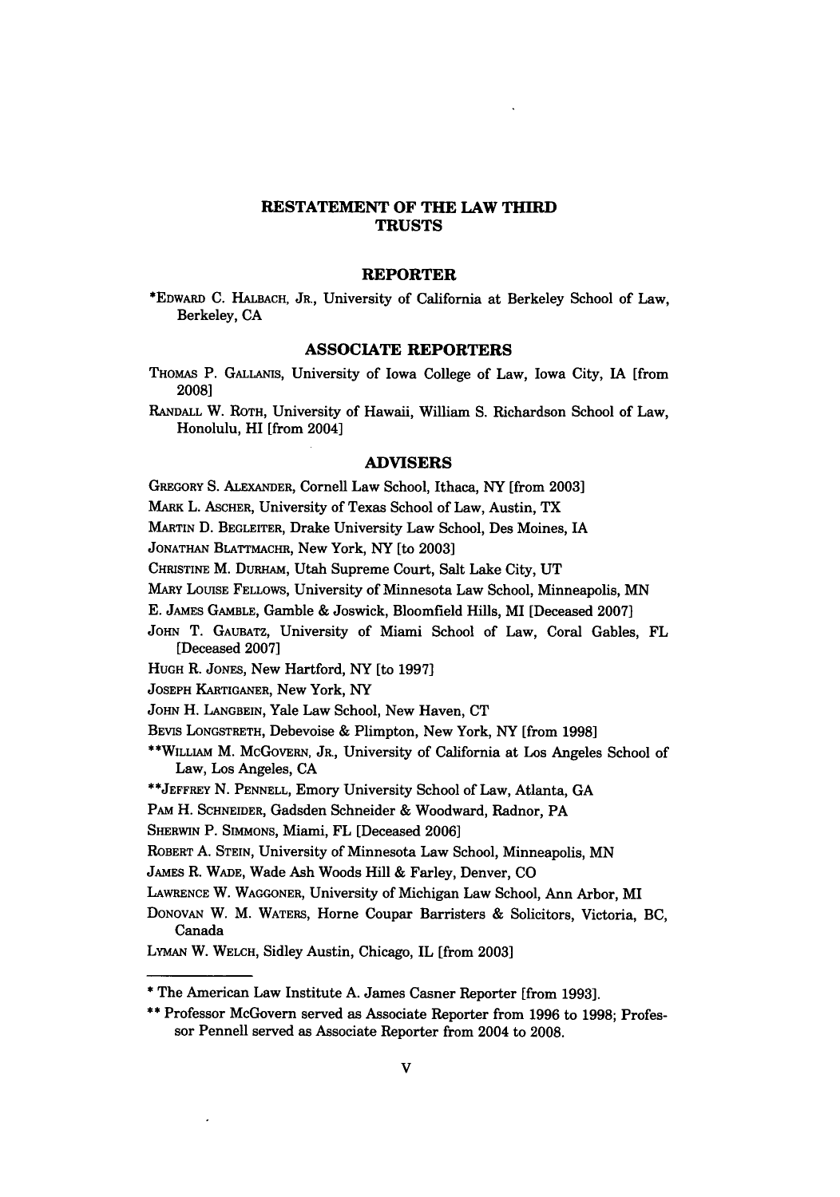# RESTATEMENT OF THE LAW THIRD
# TRUSTS

## REPORTER

*EDWARD C. HALBACH, JR., University of California at Berkeley School of Law, Berkeley, CA

## ASSOCIATE REPORTERS

THOMAS P. GALLANIS, University of Iowa College of Law, Iowa City, IA [from 2008]

RANDALL W. ROTH, University of Hawaii, William S. Richardson School of Law, Honolulu, HI [from 2004]

## ADVISERS

GREGORY S. ALEXANDER, Cornell Law School, Ithaca, NY [from 2003]

MARK L. ASCHER, University of Texas School of Law, Austin, TX

MARTIN D. BEGLEITER, Drake University Law School, Des Moines, IA

JONATHAN BLATTMACHR, New York, NY [to 2003]

CHRISTINE M. DURHAM, Utah Supreme Court, Salt Lake City, UT

MARY LOUISE FELLOWS, University of Minnesota Law School, Minneapolis, MN

E. JAMES GAMBLE, Gamble & Joswick, Bloomfield Hills, MI [Deceased 2007]

JOHN T. GAUBATZ, University of Miami School of Law, Coral Gables, FL [Deceased 2007]

HUGH R. JONES, New Hartford, NY [to 1997]

JOSEPH KARTIGANER, New York, NY

JOHN H. LANGBEIN, Yale Law School, New Haven, CT

BEVIS LONGSTRETH, Debevoise & Plimpton, New York, NY [from 1998]

**WILLIAM M. MCGOVERN, JR., University of California at Los Angeles School of Law, Los Angeles, CA

**JEFFREY N. PENNELL, Emory University School of Law, Atlanta, GA

PAM H. SCHNEIDER, Gadsden Schneider & Woodward, Radnor, PA

SHERWIN P. SIMMONS, Miami, FL [Deceased 2006]

ROBERT A. STEIN, University of Minnesota Law School, Minneapolis, MN

JAMES R. WADE, Wade Ash Woods Hill & Farley, Denver, CO

LAWRENCE W. WAGGONER, University of Michigan Law School, Ann Arbor, MI

DONOVAN W. M. WATERS, Horne Coupar Barristers & Solicitors, Victoria, BC, Canada

LYMAN W. WELCH, Sidley Austin, Chicago, IL [from 2003]

---

* The American Law Institute A. James Casner Reporter [from 1993].

** Professor McGovern served as Associate Reporter from 1996 to 1998; Professor Pennell served as Associate Reporter from 2004 to 2008.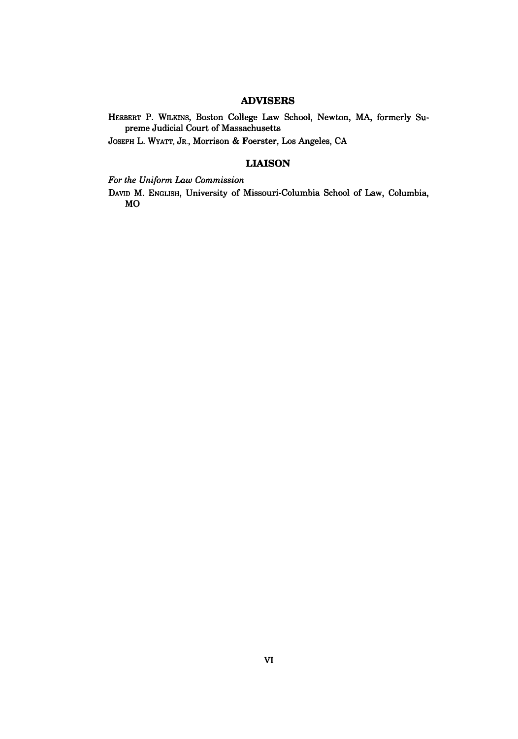## ADVISERS

HERBERT P. WILKINS, Boston College Law School, Newton, MA, formerly Supreme Judicial Court of Massachusetts

JOSEPH L. WYATT, JR., Morrison & Foerster, Los Angeles, CA

## LIAISON

*For the Uniform Law Commission*

DAVID M. ENGLISH, University of Missouri-Columbia School of Law, Columbia, MO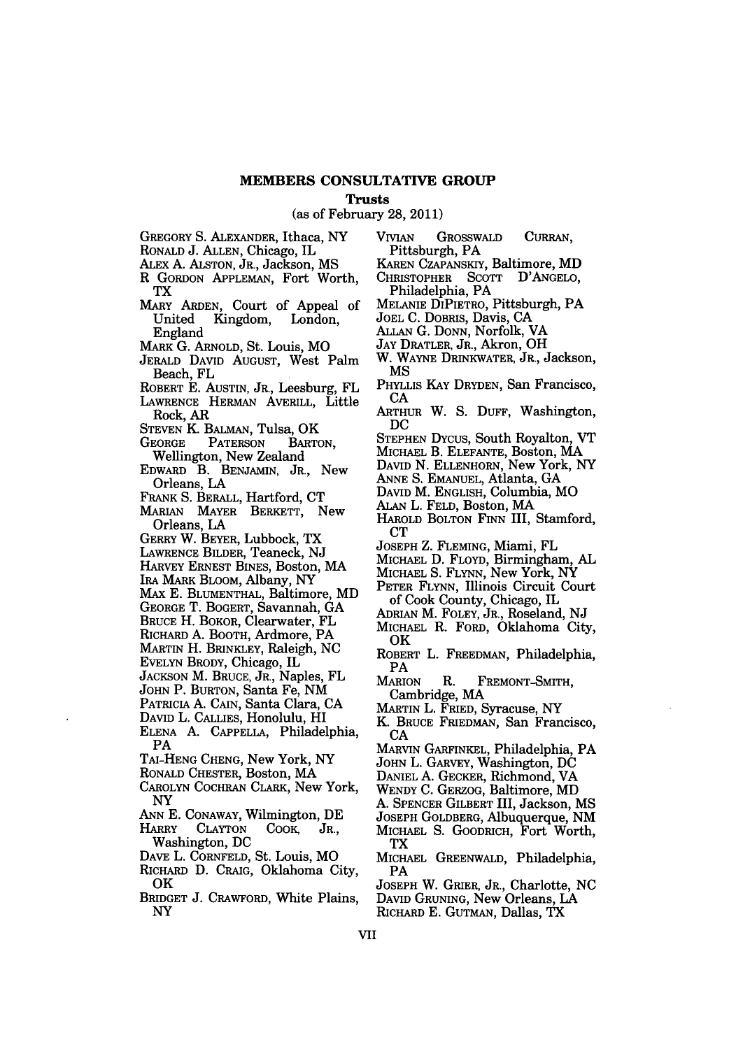# MEMBERS CONSULTATIVE GROUP

## Trusts

(as of February 28, 2011)

GREGORY S. ALEXANDER, Ithaca, NY
RONALD J. ALLEN, Chicago, IL
ALEX A. ALSTON, JR., Jackson, MS
R GORDON APPLEMAN, Fort Worth, TX
MARY ARDEN, Court of Appeal of United Kingdom, London, England
MARK G. ARNOLD, St. Louis, MO
JERALD DAVID AUGUST, West Palm Beach, FL
ROBERT E. AUSTIN, JR., Leesburg, FL
LAWRENCE HERMAN AVERILL, Little Rock, AR
STEVEN K. BALMAN, Tulsa, OK
GEORGE PATERSON BARTON, Wellington, New Zealand
EDWARD B. BENJAMIN, JR., New Orleans, LA
FRANK S. BERALL, Hartford, CT
MARIAN MAYER BERKETT, New Orleans, LA
GERRY W. BEYER, Lubbock, TX
LAWRENCE BILDER, Teaneck, NJ
HARVEY ERNEST BINES, Boston, MA
IRA MARK BLOOM, Albany, NY
MAX E. BLUMENTHAL, Baltimore, MD
GEORGE T. BOGERT, Savannah, GA
BRUCE H. BOKOR, Clearwater, FL
RICHARD A. BOOTH, Ardmore, PA
MARTIN H. BRINKLEY, Raleigh, NC
EVELYN BRODY, Chicago, IL
JACKSON M. BRUCE, JR., Naples, FL
JOHN P. BURTON, Santa Fe, NM
PATRICIA A. CAIN, Santa Clara, CA
DAVID L. CALLIES, Honolulu, HI
ELENA A. CAPPELLA, Philadelphia, PA
TAI-HENG CHENG, New York, NY
RONALD CHESTER, Boston, MA
CAROLYN COCHRAN CLARK, New York, NY
ANN E. CONAWAY, Wilmington, DE
HARRY CLAYTON COOK, JR., Washington, DC
DAVE L. CORNFELD, St. Louis, MO
RICHARD D. CRAIG, Oklahoma City, OK
BRIDGET J. CRAWFORD, White Plains, NY
VIVIAN GROSSWALD CURRAN, Pittsburgh, PA
KAREN CZAPANSKIY, Baltimore, MD
CHRISTOPHER SCOTT D'ANGELO, Philadelphia, PA
MELANIE DIPIETRO, Pittsburgh, PA
JOEL C. DOBRIS, Davis, CA
ALLAN G. DONN, Norfolk, VA
JAY DRATLER, JR., Akron, OH
W. WAYNE DRINKWATER, JR., Jackson, MS
PHYLLIS KAY DRYDEN, San Francisco, CA
ARTHUR W. S. DUFF, Washington, DC
STEPHEN DYCUS, South Royalton, VT
MICHAEL B. ELEFANTE, Boston, MA
DAVID N. ELLENHORN, New York, NY
ANNE S. EMANUEL, Atlanta, GA
DAVID M. ENGLISH, Columbia, MO
ALAN L. FELD, Boston, MA
HAROLD BOLTON FINN III, Stamford, CT
JOSEPH Z. FLEMING, Miami, FL
MICHAEL D. FLOYD, Birmingham, AL
MICHAEL S. FLYNN, New York, NY
PETER FLYNN, Illinois Circuit Court of Cook County, Chicago, IL
ADRIAN M. FOLEY, JR., Roseland, NJ
MICHAEL R. FORD, Oklahoma City, OK
ROBERT L. FREEDMAN, Philadelphia, PA
MARION R. FREMONT-SMITH, Cambridge, MA
MARTIN L. FRIED, Syracuse, NY
K. BRUCE FRIEDMAN, San Francisco, CA
MARVIN GARFINKEL, Philadelphia, PA
JOHN L. GARVEY, Washington, DC
DANIEL A. GECKER, Richmond, VA
WENDY C. GERZOG, Baltimore, MD
A. SPENCER GILBERT III, Jackson, MS
JOSEPH GOLDBERG, Albuquerque, NM
MICHAEL S. GOODRICH, Fort Worth, TX
MICHAEL GREENWALD, Philadelphia, PA
JOSEPH W. GRIER, JR., Charlotte, NC
DAVID GRUNING, New Orleans, LA
RICHARD E. GUTMAN, Dallas, TX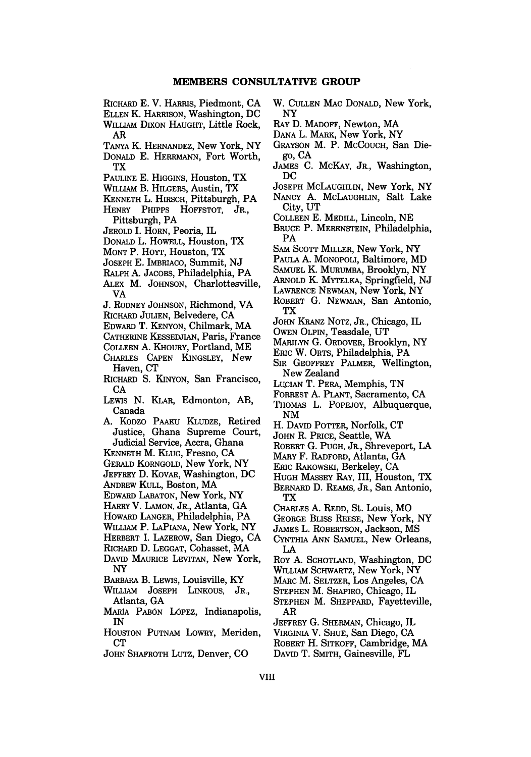## MEMBERS CONSULTATIVE GROUP

Richard E. V. Harris, Piedmont, CA
Ellen K. Harrison, Washington, DC
William Dixon Haught, Little Rock, AR
Tanya K. Hernandez, New York, NY
Donald E. Herrmann, Fort Worth, TX
Pauline E. Higgins, Houston, TX
William B. Hilgers, Austin, TX
Kenneth L. Hirsch, Pittsburgh, PA
Henry Phipps Hoffstot, Jr., Pittsburgh, PA
Jerold I. Horn, Peoria, IL
Donald L. Howell, Houston, TX
Mont P. Hoyt, Houston, TX
Joseph E. Imbriaco, Summit, NJ
Ralph A. Jacobs, Philadelphia, PA
Alex M. Johnson, Charlottesville, VA
J. Rodney Johnson, Richmond, VA
Richard Julien, Belvedere, CA
Edward T. Kenyon, Chilmark, MA
Catherine Kessedjian, Paris, France
Colleen A. Khoury, Portland, ME
Charles Capen Kingsley, New Haven, CT
Richard S. Kinyon, San Francisco, CA
Lewis N. Klar, Edmonton, AB, Canada
A. Kodzo Paaku Kludze, Retired Justice, Ghana Supreme Court, Judicial Service, Accra, Ghana
Kenneth M. Klug, Fresno, CA
Gerald Korngold, New York, NY
Jeffrey D. Kovar, Washington, DC
Andrew Kull, Boston, MA
Edward Labaton, New York, NY
Harry V. Lamon, Jr., Atlanta, GA
Howard Langer, Philadelphia, PA
William P. LaPiana, New York, NY
Herbert I. Lazerow, San Diego, CA
Richard D. Leggat, Cohasset, MA
David Maurice Levitan, New York, NY
Barbara B. Lewis, Louisville, KY
William Joseph Linkous, Jr., Atlanta, GA
María Pabón López, Indianapolis, IN
Houston Putnam Lowry, Meriden, CT
John Shafroth Lutz, Denver, CO
W. Cullen Mac Donald, New York, NY
Ray D. Madoff, Newton, MA
Dana L. Mark, New York, NY
Grayson M. P. McCouch, San Diego, CA
James C. McKay, Jr., Washington, DC
Joseph McLaughlin, New York, NY
Nancy A. McLaughlin, Salt Lake City, UT
Colleen E. Medill, Lincoln, NE
Bruce P. Merenstein, Philadelphia, PA
Sam Scott Miller, New York, NY
Paula A. Monopoli, Baltimore, MD
Samuel K. Murumba, Brooklyn, NY
Arnold K. Mytelka, Springfield, NJ
Lawrence Newman, New York, NY
Robert G. Newman, San Antonio, TX
John Kranz Notz, Jr., Chicago, IL
Owen Olpin, Teasdale, UT
Marilyn G. Ordover, Brooklyn, NY
Eric W. Orts, Philadelphia, PA
Sir Geoffrey Palmer, Wellington, New Zealand
Lucian T. Pera, Memphis, TN
Forrest A. Plant, Sacramento, CA
Thomas L. Popejoy, Albuquerque, NM
H. David Potter, Norfolk, CT
John R. Price, Seattle, WA
Robert G. Pugh, Jr., Shreveport, LA
Mary F. Radford, Atlanta, GA
Eric Rakowski, Berkeley, CA
Hugh Massey Ray, III, Houston, TX
Bernard D. Reams, Jr., San Antonio, TX
Charles A. Redd, St. Louis, MO
George Bliss Reese, New York, NY
James L. Robertson, Jackson, MS
Cynthia Ann Samuel, New Orleans, LA
Roy A. Schotland, Washington, DC
William Schwartz, New York, NY
Marc M. Seltzer, Los Angeles, CA
Stephen M. Shapiro, Chicago, IL
Stephen M. Sheppard, Fayetteville, AR
Jeffrey G. Sherman, Chicago, IL
Virginia V. Shue, San Diego, CA
Robert H. Sitkoff, Cambridge, MA
David T. Smith, Gainesville, FL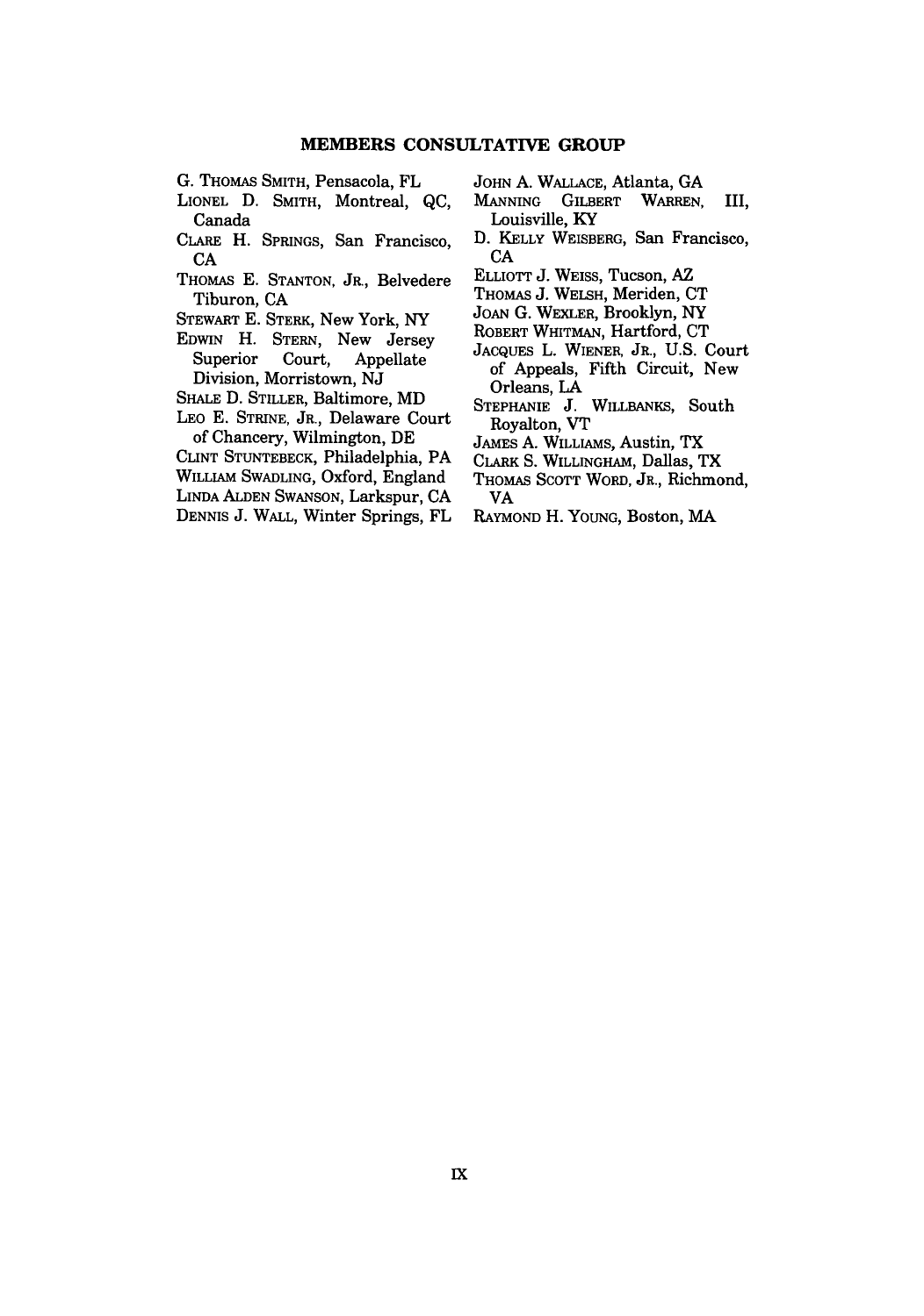## MEMBERS CONSULTATIVE GROUP

G. THOMAS SMITH, Pensacola, FL
LIONEL D. SMITH, Montreal, QC, Canada
CLARE H. SPRINGS, San Francisco, CA
THOMAS E. STANTON, JR., Belvedere Tiburon, CA
STEWART E. STERK, New York, NY
EDWIN H. STERN, New Jersey Superior Court, Appellate Division, Morristown, NJ
SHALE D. STILLER, Baltimore, MD
LEO E. STRINE, JR., Delaware Court of Chancery, Wilmington, DE
CLINT STUNTEBECK, Philadelphia, PA
WILLIAM SWADLING, Oxford, England
LINDA ALDEN SWANSON, Larkspur, CA
DENNIS J. WALL, Winter Springs, FL
JOHN A. WALLACE, Atlanta, GA
MANNING GILBERT WARREN, III, Louisville, KY
D. KELLY WEISBERG, San Francisco, CA
ELLIOTT J. WEISS, Tucson, AZ
THOMAS J. WELSH, Meriden, CT
JOAN G. WEXLER, Brooklyn, NY
ROBERT WHITMAN, Hartford, CT
JACQUES L. WIENER, JR., U.S. Court of Appeals, Fifth Circuit, New Orleans, LA
STEPHANIE J. WILLBANKS, South Royalton, VT
JAMES A. WILLIAMS, Austin, TX
CLARK S. WILLINGHAM, Dallas, TX
THOMAS SCOTT WORD, JR., Richmond, VA
RAYMOND H. YOUNG, Boston, MA